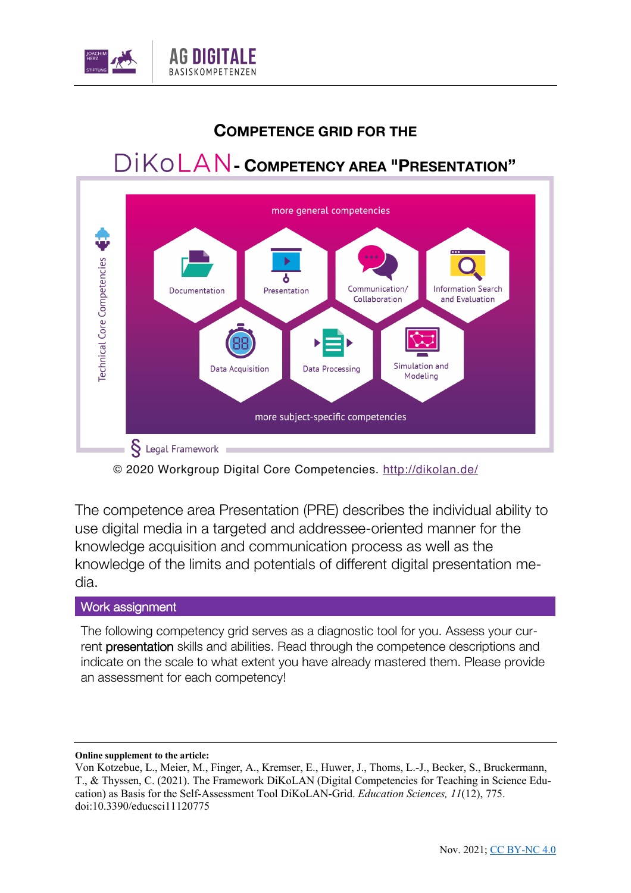# Competence grid for the

## DiKoLAN - Competency area "Presentation"

© 2020 Workgroup Digital Core Competencies. http://dikolan.de/

The competence area Presentation (PRE) describes the individual ability to use digital media in a targeted and addressee-oriented manner for the knowledge acquisition and communication process as well as the knowledge of the limits and potentials of different digital presentation media.

### Work assignment

The following competency grid serves as a diagnostic tool for you. Assess your current **presentation** skills and abilities. Read through the competence descriptions and indicate on the scale to what extent you have already mastered them. Please provide an assessment for each competency!

---

**Online supplement to the article:**
Von Kotzebue, L., Meier, M., Finger, A., Kremser, E., Huwer, J., Thoms, L.-J., Becker, S., Bruckermann, T., & Thyssen, C. (2021). The Framework DiKoLAN (Digital Competencies for Teaching in Science Education) as Basis for the Self-Assessment Tool DiKoLAN-Grid. *Education Sciences, 11*(12), 775. doi:10.3390/educsci11120775

Nov. 2021; CC BY-NC 4.0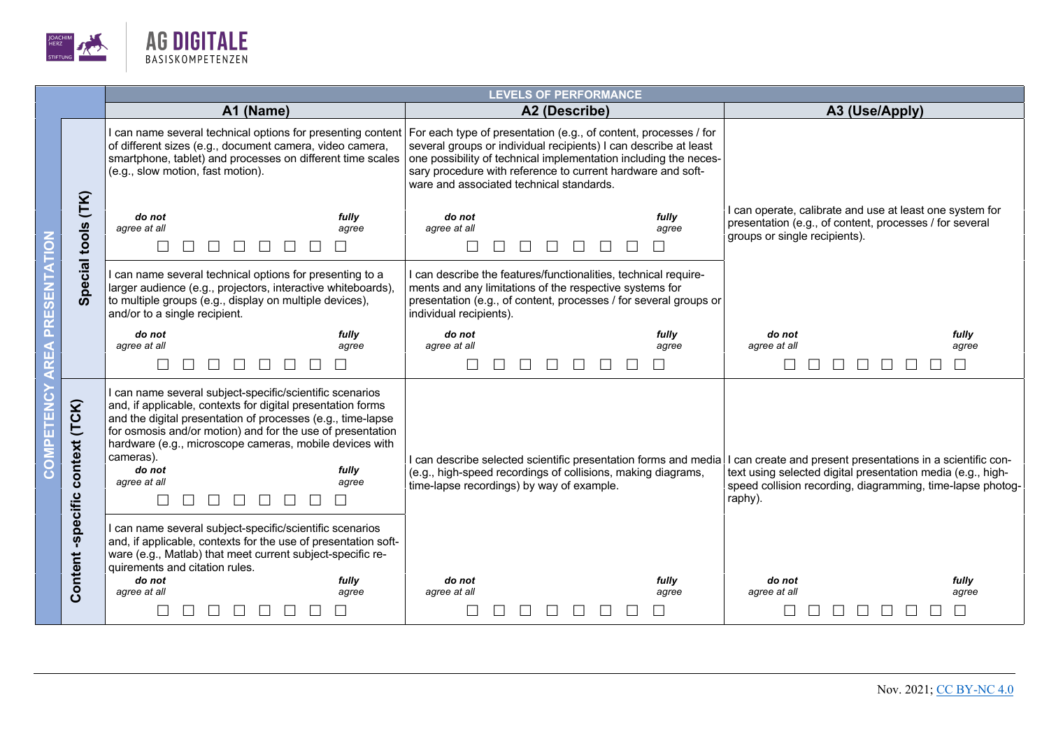| COMPETENCY AREA PRESENTATION | | LEVELS OF PERFORMANCE | | |
|---|---|---|---|---|
| | | **A1 (Name)** | **A2 (Describe)** | **A3 (Use/Apply)** |
| | **Special tools (TK)** | I can name several technical options for presenting content of different sizes (e.g., document camera, video camera, smartphone, tablet) and processes on different time scales (e.g., slow motion, fast motion).<br>***do not** agree at all* ☐ ☐ ☐ ☐ ☐ ☐ ☐ ☐ ***fully** agree* | For each type of presentation (e.g., of content, processes / for several groups or individual recipients) I can describe at least one possibility of technical implementation including the necessary procedure with reference to current hardware and software and associated technical standards.<br>***do not** agree at all* ☐ ☐ ☐ ☐ ☐ ☐ ☐ ☐ ***fully** agree* | I can operate, calibrate and use at least one system for presentation (e.g., of content, processes / for several groups or single recipients). |
| | | I can name several technical options for presenting to a larger audience (e.g., projectors, interactive whiteboards), to multiple groups (e.g., display on multiple devices), and/or to a single recipient.<br>***do not** agree at all* ☐ ☐ ☐ ☐ ☐ ☐ ☐ ☐ ***fully** agree* | I can describe the features/functionalities, technical requirements and any limitations of the respective systems for presentation (e.g., of content, processes / for several groups or individual recipients).<br>***do not** agree at all* ☐ ☐ ☐ ☐ ☐ ☐ ☐ ☐ ***fully** agree* | ***do not** agree at all* ☐ ☐ ☐ ☐ ☐ ☐ ☐ ☐ ***fully** agree* |
| | **Content -specific context (TCK)** | I can name several subject-specific/scientific scenarios and, if applicable, contexts for digital presentation forms and the digital presentation of processes (e.g., time-lapse for osmosis and/or motion) and for the use of presentation hardware (e.g., microscope cameras, mobile devices with cameras).<br>***do not** agree at all* ☐ ☐ ☐ ☐ ☐ ☐ ☐ ☐ ***fully** agree* | I can describe selected scientific presentation forms and media (e.g., high-speed recordings of collisions, making diagrams, time-lapse recordings) by way of example. | I can create and present presentations in a scientific context using selected digital presentation media (e.g., high-speed collision recording, diagramming, time-lapse photography). |
| | | I can name several subject-specific/scientific scenarios and, if applicable, contexts for the use of presentation software (e.g., Matlab) that meet current subject-specific requirements and citation rules.<br>***do not** agree at all* ☐ ☐ ☐ ☐ ☐ ☐ ☐ ☐ ***fully** agree* | ***do not** agree at all* ☐ ☐ ☐ ☐ ☐ ☐ ☐ ☐ ***fully** agree* | ***do not** agree at all* ☐ ☐ ☐ ☐ ☐ ☐ ☐ ☐ ***fully** agree* |

Nov. 2021; CC BY-NC 4.0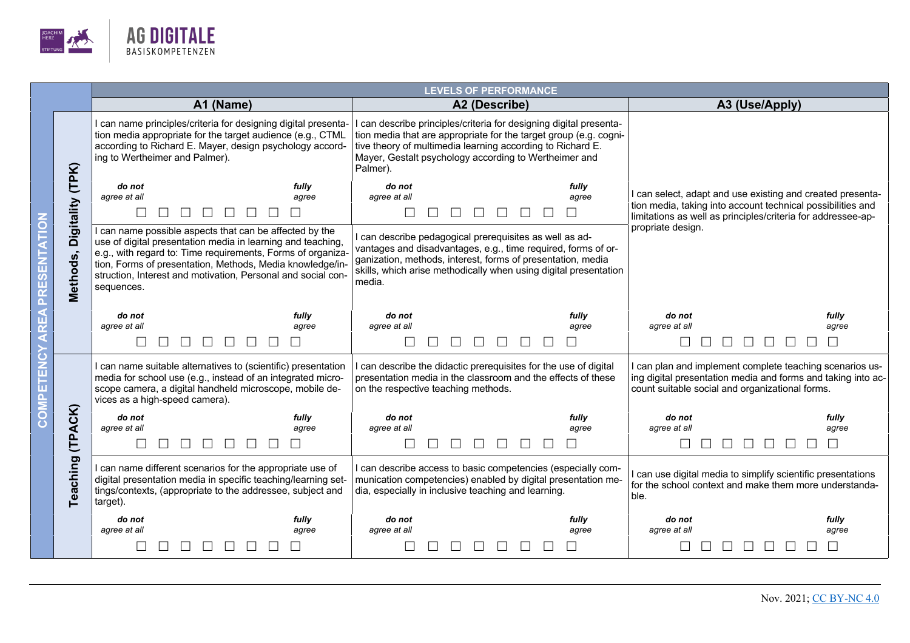| COMPETENCY AREA PRESENTATION | | LEVELS OF PERFORMANCE | | |
|---|---|---|---|---|
| | | **A1 (Name)** | **A2 (Describe)** | **A3 (Use/Apply)** |
| | **Methods, Digitality (TPK)** | I can name principles/criteria for designing digital presentation media appropriate for the target audience (e.g., CTML according to Richard E. Mayer, design psychology according to Wertheimer and Palmer).<br>***do not** agree at all* ☐ ☐ ☐ ☐ ☐ ☐ ☐ ☐ ***fully** agree* | I can describe principles/criteria for designing digital presentation media that are appropriate for the target group (e.g. cognitive theory of multimedia learning according to Richard E. Mayer, Gestalt psychology according to Wertheimer and Palmer).<br>***do not** agree at all* ☐ ☐ ☐ ☐ ☐ ☐ ☐ ☐ ***fully** agree* | I can select, adapt and use existing and created presentation media, taking into account technical possibilities and limitations as well as principles/criteria for addressee-appropriate design.<br>***do not** agree at all* ☐ ☐ ☐ ☐ ☐ ☐ ☐ ☐ ***fully** agree* |
| | | I can name possible aspects that can be affected by the use of digital presentation media in learning and teaching, e.g., with regard to: Time requirements, Forms of organization, Forms of presentation, Methods, Media knowledge/instruction, Interest and motivation, Personal and social consequences.<br>***do not** agree at all* ☐ ☐ ☐ ☐ ☐ ☐ ☐ ☐ ***fully** agree* | I can describe pedagogical prerequisites as well as advantages and disadvantages, e.g., time required, forms of organization, methods, interest, forms of presentation, media skills, which arise methodically when using digital presentation media.<br>***do not** agree at all* ☐ ☐ ☐ ☐ ☐ ☐ ☐ ☐ ***fully** agree* | |
| | **Teaching (TPACK)** | I can name suitable alternatives to (scientific) presentation media for school use (e.g., instead of an integrated microscope camera, a digital handheld microscope, mobile devices as a high-speed camera).<br>***do not** agree at all* ☐ ☐ ☐ ☐ ☐ ☐ ☐ ☐ ***fully** agree* | I can describe the didactic prerequisites for the use of digital presentation media in the classroom and the effects of these on the respective teaching methods.<br>***do not** agree at all* ☐ ☐ ☐ ☐ ☐ ☐ ☐ ☐ ***fully** agree* | I can plan and implement complete teaching scenarios using digital presentation media and forms and taking into account suitable social and organizational forms.<br>***do not** agree at all* ☐ ☐ ☐ ☐ ☐ ☐ ☐ ☐ ***fully** agree* |
| | | I can name different scenarios for the appropriate use of digital presentation media in specific teaching/learning settings/contexts, (appropriate to the addressee, subject and target).<br>***do not** agree at all* ☐ ☐ ☐ ☐ ☐ ☐ ☐ ☐ ***fully** agree* | I can describe access to basic competencies (especially communication competencies) enabled by digital presentation media, especially in inclusive teaching and learning.<br>***do not** agree at all* ☐ ☐ ☐ ☐ ☐ ☐ ☐ ☐ ***fully** agree* | I can use digital media to simplify scientific presentations for the school context and make them more understandable.<br>***do not** agree at all* ☐ ☐ ☐ ☐ ☐ ☐ ☐ ☐ ***fully** agree* |

Nov. 2021; CC BY-NC 4.0